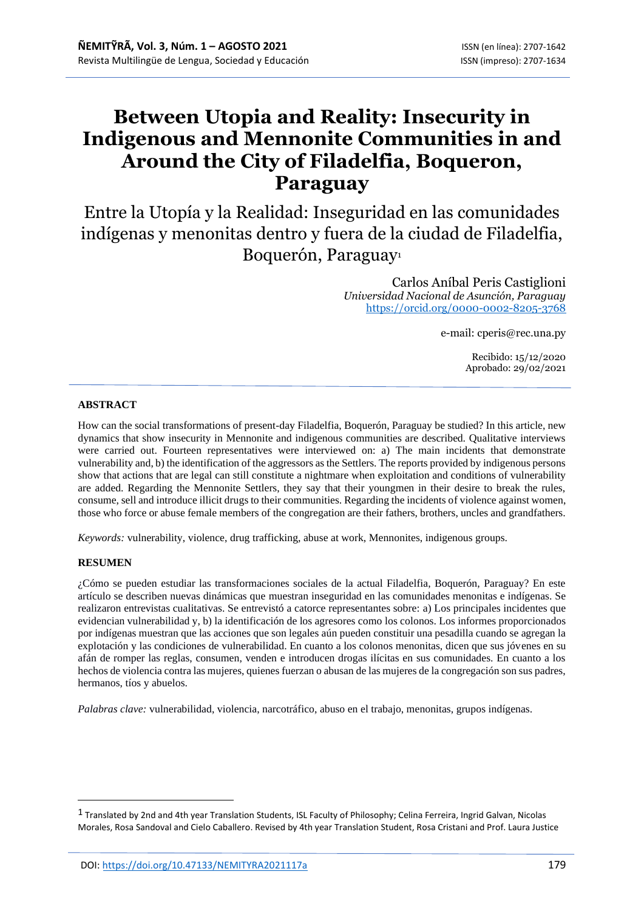# Between Utopia and Reality: Insecurity in Indigenous and Mennonite Communities in and Around the City of Filadelfia, Boqueron, Paraguay

## Entre la Utopía y la Realidad: Inseguridad en las comunidades indígenas y menonitas dentro y fuera de la ciudad de Filadelfia, Boquerón, Paraguay[1]

Carlos Aníbal Peris Castiglioni
*Universidad Nacional de Asunción, Paraguay*
https://orcid.org/0000-0002-8205-3768

e-mail: cperis@rec.una.py

Recibido: 15/12/2020
Aprobado: 29/02/2021

**ABSTRACT**

How can the social transformations of present-day Filadelfia, Boquerón, Paraguay be studied? In this article, new dynamics that show insecurity in Mennonite and indigenous communities are described. Qualitative interviews were carried out. Fourteen representatives were interviewed on: a) The main incidents that demonstrate vulnerability and, b) the identification of the aggressors as the Settlers. The reports provided by indigenous persons show that actions that are legal can still constitute a nightmare when exploitation and conditions of vulnerability are added. Regarding the Mennonite Settlers, they say that their youngmen in their desire to break the rules, consume, sell and introduce illicit drugs to their communities. Regarding the incidents of violence against women, those who force or abuse female members of the congregation are their fathers, brothers, uncles and grandfathers.

*Keywords:* vulnerability, violence, drug trafficking, abuse at work, Mennonites, indigenous groups.

**RESUMEN**

¿Cómo se pueden estudiar las transformaciones sociales de la actual Filadelfia, Boquerón, Paraguay? En este artículo se describen nuevas dinámicas que muestran inseguridad en las comunidades menonitas e indígenas. Se realizaron entrevistas cualitativas. Se entrevistó a catorce representantes sobre: a) Los principales incidentes que evidencian vulnerabilidad y, b) la identificación de los agresores como los colonos. Los informes proporcionados por indígenas muestran que las acciones que son legales aún pueden constituir una pesadilla cuando se agregan la explotación y las condiciones de vulnerabilidad. En cuanto a los colonos menonitas, dicen que sus jóvenes en su afán de romper las reglas, consumen, venden e introducen drogas ilícitas en sus comunidades. En cuanto a los hechos de violencia contra las mujeres, quienes fuerzan o abusan de las mujeres de la congregación son sus padres, hermanos, tíos y abuelos.

*Palabras clave:* vulnerabilidad, violencia, narcotráfico, abuso en el trabajo, menonitas, grupos indígenas.

---

[1] Translated by 2nd and 4th year Translation Students, ISL Faculty of Philosophy; Celina Ferreira, Ingrid Galvan, Nicolas Morales, Rosa Sandoval and Cielo Caballero. Revised by 4th year Translation Student, Rosa Cristani and Prof. Laura Justice

DOI: https://doi.org/10.47133/NEMITYRA2021117a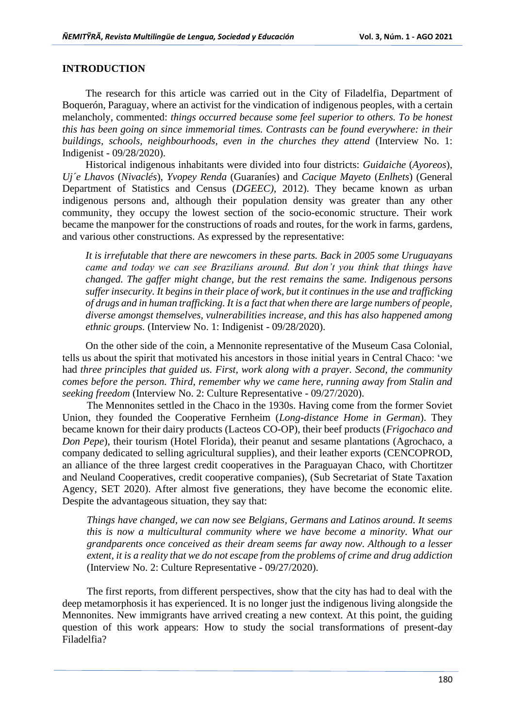## INTRODUCTION

The research for this article was carried out in the City of Filadelfia, Department of Boquerón, Paraguay, where an activist for the vindication of indigenous peoples, with a certain melancholy, commented: *things occurred because some feel superior to others. To be honest this has been going on since immemorial times. Contrasts can be found everywhere: in their buildings, schools, neighbourhoods, even in the churches they attend* (Interview No. 1: Indigenist - 09/28/2020).

Historical indigenous inhabitants were divided into four districts: *Guidaiche* (*Ayoreos*), *Uj´e Lhavos* (*Nivaclés*), *Yvopey Renda* (Guaraníes) and *Cacique Mayeto* (*Enlhets*) (General Department of Statistics and Census (*DGEEC)*, 2012). They became known as urban indigenous persons and, although their population density was greater than any other community, they occupy the lowest section of the socio-economic structure. Their work became the manpower for the constructions of roads and routes, for the work in farms, gardens, and various other constructions. As expressed by the representative:

> *It is irrefutable that there are newcomers in these parts. Back in 2005 some Uruguayans came and today we can see Brazilians around. But don't you think that things have changed. The gaffer might change, but the rest remains the same. Indigenous persons suffer insecurity. It begins in their place of work, but it continues in the use and trafficking of drugs and in human trafficking. It is a fact that when there are large numbers of people, diverse amongst themselves, vulnerabilities increase, and this has also happened among ethnic groups.* (Interview No. 1: Indigenist - 09/28/2020).

On the other side of the coin, a Mennonite representative of the Museum Casa Colonial, tells us about the spirit that motivated his ancestors in those initial years in Central Chaco: 'we had *three principles that guided us. First, work along with a prayer. Second, the community comes before the person. Third, remember why we came here, running away from Stalin and seeking freedom* (Interview No. 2: Culture Representative - 09/27/2020).

The Mennonites settled in the Chaco in the 1930s. Having come from the former Soviet Union, they founded the Cooperative Fernheim (*Long-distance Home in German*). They became known for their dairy products (Lacteos CO-OP), their beef products (*Frigochaco and Don Pepe*), their tourism (Hotel Florida), their peanut and sesame plantations (Agrochaco, a company dedicated to selling agricultural supplies), and their leather exports (CENCOPROD, an alliance of the three largest credit cooperatives in the Paraguayan Chaco, with Chortitzer and Neuland Cooperatives, credit cooperative companies), (Sub Secretariat of State Taxation Agency, SET 2020). After almost five generations, they have become the economic elite. Despite the advantageous situation, they say that:

> *Things have changed, we can now see Belgians, Germans and Latinos around. It seems this is now a multicultural community where we have become a minority. What our grandparents once conceived as their dream seems far away now. Although to a lesser extent, it is a reality that we do not escape from the problems of crime and drug addiction* (Interview No. 2: Culture Representative - 09/27/2020).

The first reports, from different perspectives, show that the city has had to deal with the deep metamorphosis it has experienced. It is no longer just the indigenous living alongside the Mennonites. New immigrants have arrived creating a new context. At this point, the guiding question of this work appears: How to study the social transformations of present-day Filadelfia?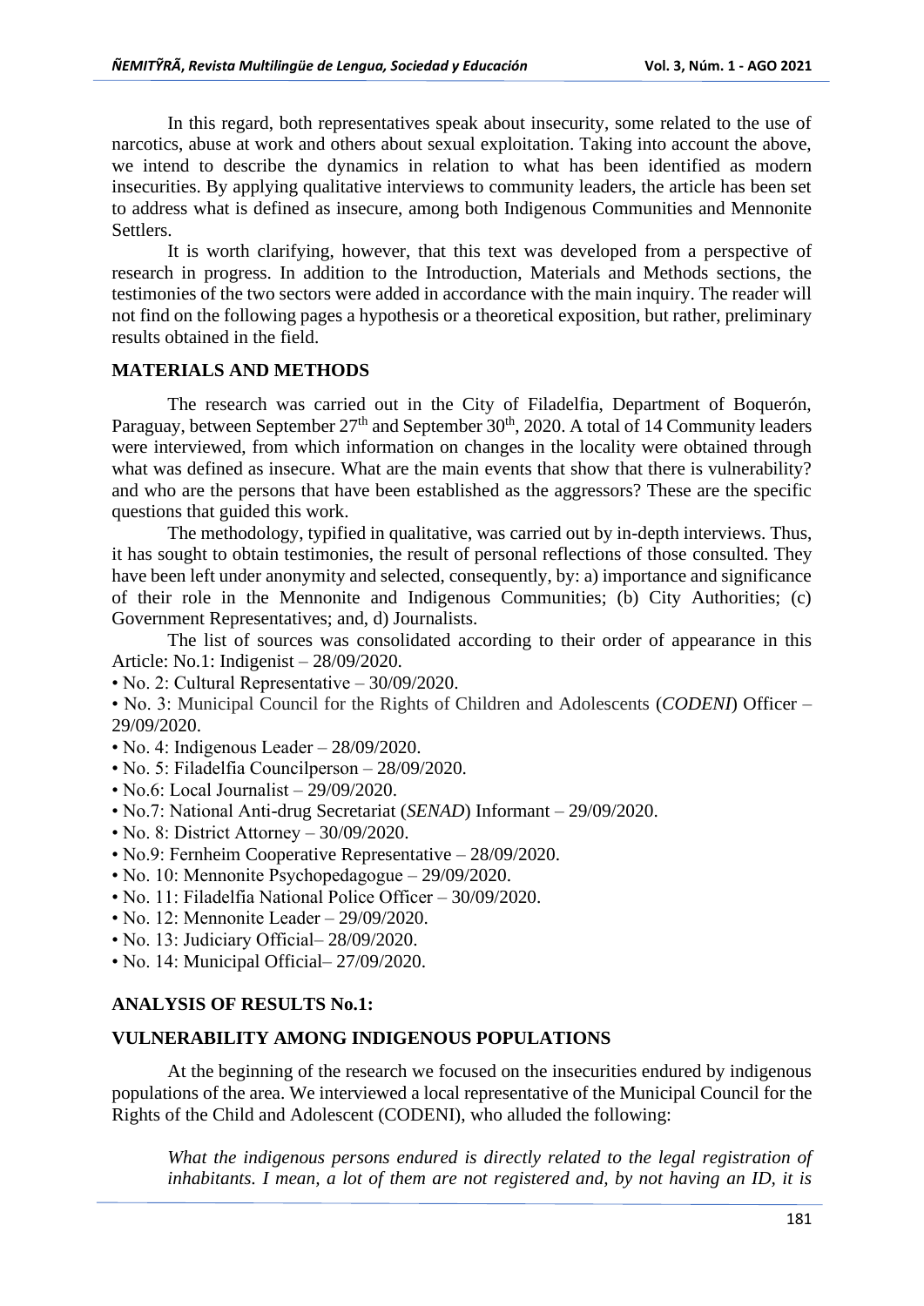In this regard, both representatives speak about insecurity, some related to the use of narcotics, abuse at work and others about sexual exploitation. Taking into account the above, we intend to describe the dynamics in relation to what has been identified as modern insecurities. By applying qualitative interviews to community leaders, the article has been set to address what is defined as insecure, among both Indigenous Communities and Mennonite Settlers.

It is worth clarifying, however, that this text was developed from a perspective of research in progress. In addition to the Introduction, Materials and Methods sections, the testimonies of the two sectors were added in accordance with the main inquiry. The reader will not find on the following pages a hypothesis or a theoretical exposition, but rather, preliminary results obtained in the field.

## MATERIALS AND METHODS

The research was carried out in the City of Filadelfia, Department of Boquerón, Paraguay, between September 27th and September 30th, 2020. A total of 14 Community leaders were interviewed, from which information on changes in the locality were obtained through what was defined as insecure. What are the main events that show that there is vulnerability? and who are the persons that have been established as the aggressors? These are the specific questions that guided this work.

The methodology, typified in qualitative, was carried out by in-depth interviews. Thus, it has sought to obtain testimonies, the result of personal reflections of those consulted. They have been left under anonymity and selected, consequently, by: a) importance and significance of their role in the Mennonite and Indigenous Communities; (b) City Authorities; (c) Government Representatives; and, d) Journalists.

The list of sources was consolidated according to their order of appearance in this Article: No.1: Indigenist – 28/09/2020.

- No. 2: Cultural Representative – 30/09/2020.
- No. 3: Municipal Council for the Rights of Children and Adolescents (*CODENI*) Officer – 29/09/2020.
- No. 4: Indigenous Leader – 28/09/2020.
- No. 5: Filadelfia Councilperson – 28/09/2020.
- No.6: Local Journalist – 29/09/2020.
- No.7: National Anti-drug Secretariat (*SENAD*) Informant – 29/09/2020.
- No. 8: District Attorney – 30/09/2020.
- No.9: Fernheim Cooperative Representative – 28/09/2020.
- No. 10: Mennonite Psychopedagogue – 29/09/2020.
- No. 11: Filadelfia National Police Officer – 30/09/2020.
- No. 12: Mennonite Leader – 29/09/2020.
- No. 13: Judiciary Official– 28/09/2020.
- No. 14: Municipal Official– 27/09/2020.

## ANALYSIS OF RESULTS No.1:

## VULNERABILITY AMONG INDIGENOUS POPULATIONS

At the beginning of the research we focused on the insecurities endured by indigenous populations of the area. We interviewed a local representative of the Municipal Council for the Rights of the Child and Adolescent (CODENI), who alluded the following:

> *What the indigenous persons endured is directly related to the legal registration of inhabitants. I mean, a lot of them are not registered and, by not having an ID, it is*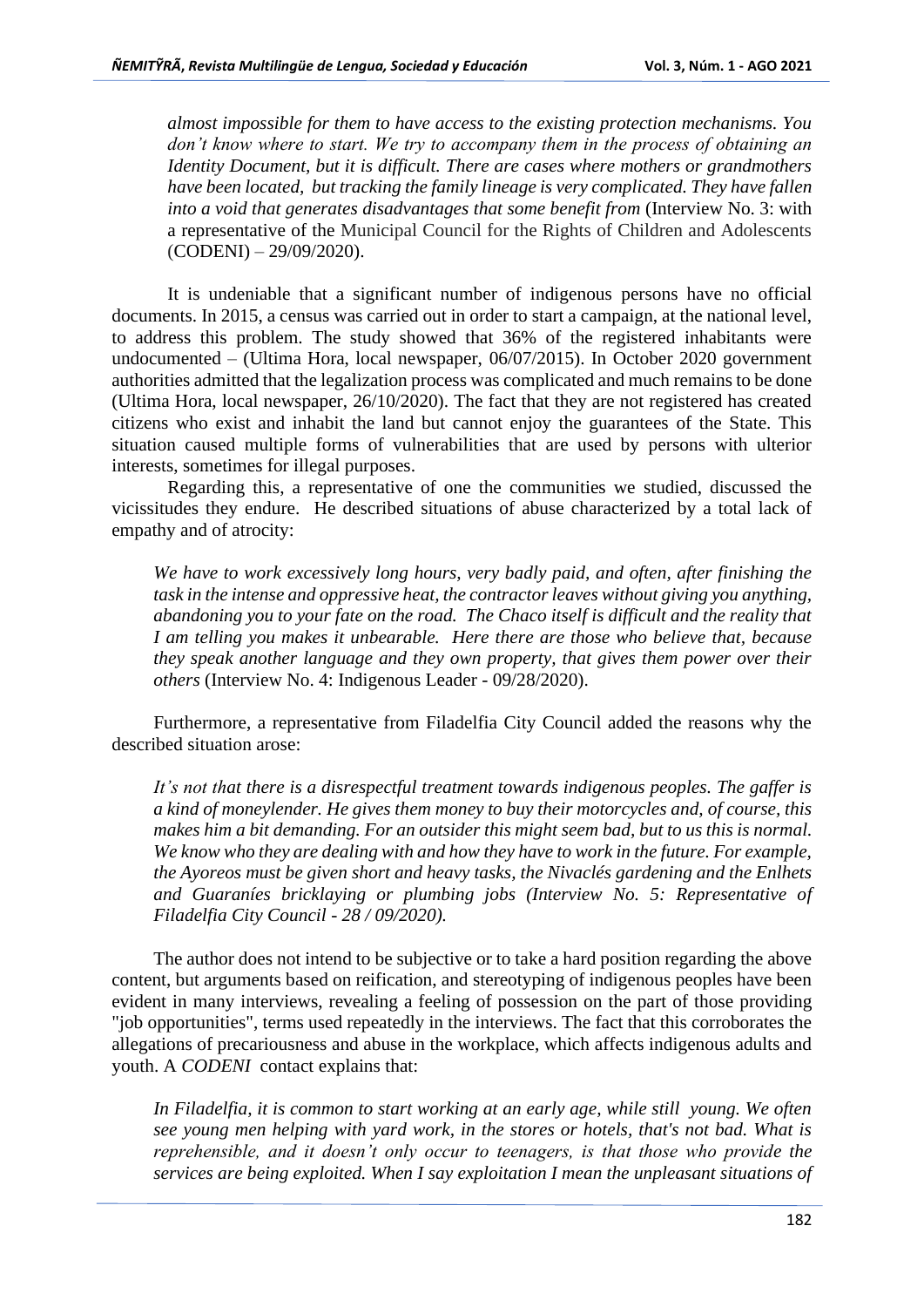*almost impossible for them to have access to the existing protection mechanisms. You don't know where to start. We try to accompany them in the process of obtaining an Identity Document, but it is difficult. There are cases where mothers or grandmothers have been located, but tracking the family lineage is very complicated. They have fallen into a void that generates disadvantages that some benefit from* (Interview No. 3: with a representative of the Municipal Council for the Rights of Children and Adolescents (CODENI) – 29/09/2020).

It is undeniable that a significant number of indigenous persons have no official documents. In 2015, a census was carried out in order to start a campaign, at the national level, to address this problem. The study showed that 36% of the registered inhabitants were undocumented – (Ultima Hora, local newspaper, 06/07/2015). In October 2020 government authorities admitted that the legalization process was complicated and much remains to be done (Ultima Hora, local newspaper, 26/10/2020). The fact that they are not registered has created citizens who exist and inhabit the land but cannot enjoy the guarantees of the State. This situation caused multiple forms of vulnerabilities that are used by persons with ulterior interests, sometimes for illegal purposes.

Regarding this, a representative of one the communities we studied, discussed the vicissitudes they endure. He described situations of abuse characterized by a total lack of empathy and of atrocity:

*We have to work excessively long hours, very badly paid, and often, after finishing the task in the intense and oppressive heat, the contractor leaves without giving you anything, abandoning you to your fate on the road. The Chaco itself is difficult and the reality that I am telling you makes it unbearable. Here there are those who believe that, because they speak another language and they own property, that gives them power over their others* (Interview No. 4: Indigenous Leader - 09/28/2020).

Furthermore, a representative from Filadelfia City Council added the reasons why the described situation arose:

*It's not that there is a disrespectful treatment towards indigenous peoples. The gaffer is a kind of moneylender. He gives them money to buy their motorcycles and, of course, this makes him a bit demanding. For an outsider this might seem bad, but to us this is normal. We know who they are dealing with and how they have to work in the future. For example, the Ayoreos must be given short and heavy tasks, the Nivaclés gardening and the Enlhets and Guaraníes bricklaying or plumbing jobs (Interview No. 5: Representative of Filadelfia City Council - 28 / 09/2020).*

The author does not intend to be subjective or to take a hard position regarding the above content, but arguments based on reification, and stereotyping of indigenous peoples have been evident in many interviews, revealing a feeling of possession on the part of those providing "job opportunities", terms used repeatedly in the interviews. The fact that this corroborates the allegations of precariousness and abuse in the workplace, which affects indigenous adults and youth. A *CODENI* contact explains that:

*In Filadelfia, it is common to start working at an early age, while still young. We often see young men helping with yard work, in the stores or hotels, that's not bad. What is reprehensible, and it doesn't only occur to teenagers, is that those who provide the services are being exploited. When I say exploitation I mean the unpleasant situations of*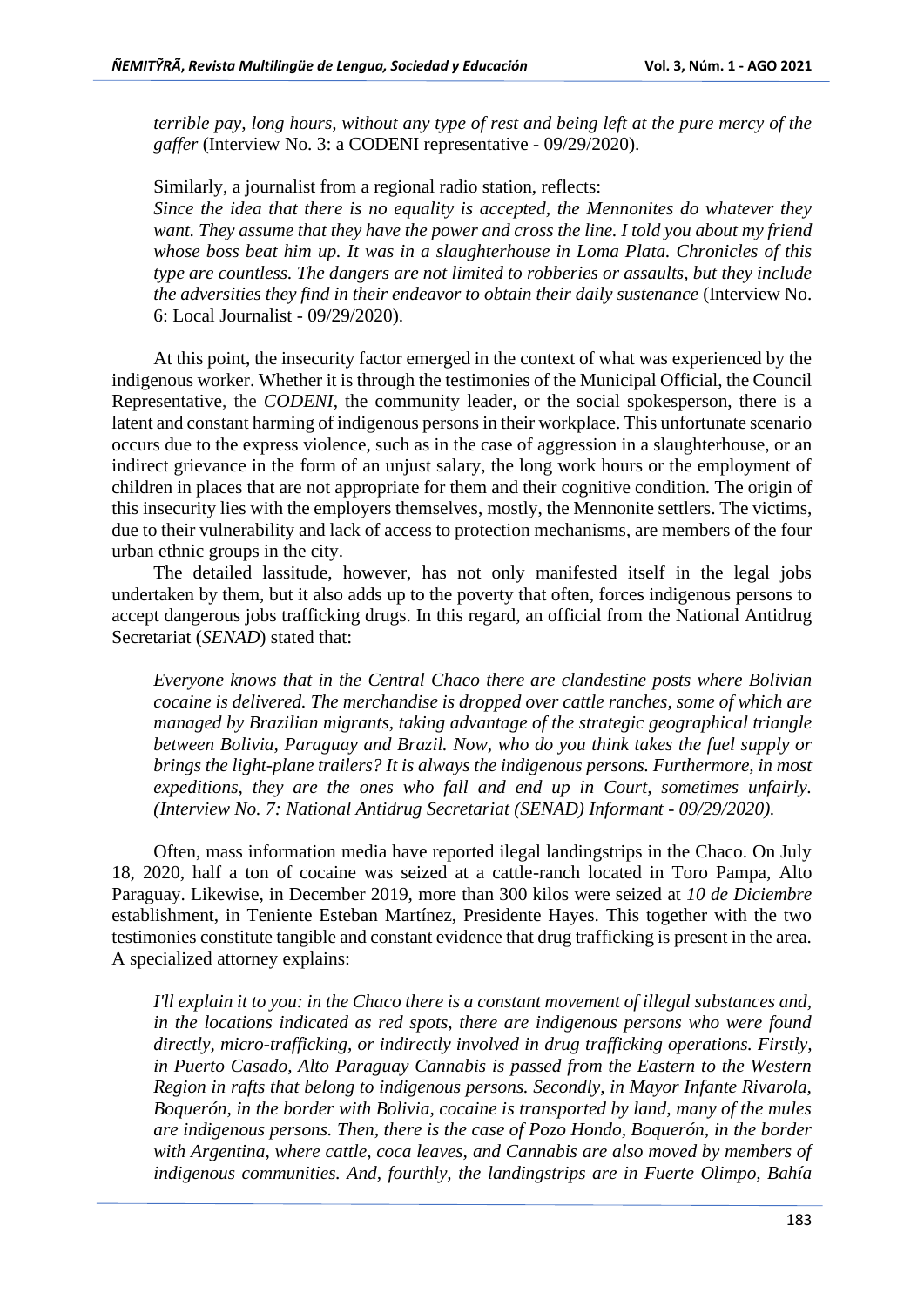*terrible pay, long hours, without any type of rest and being left at the pure mercy of the gaffer* (Interview No. 3: a CODENI representative - 09/29/2020).

Similarly, a journalist from a regional radio station, reflects:
*Since the idea that there is no equality is accepted, the Mennonites do whatever they want. They assume that they have the power and cross the line. I told you about my friend whose boss beat him up. It was in a slaughterhouse in Loma Plata. Chronicles of this type are countless. The dangers are not limited to robberies or assaults, but they include the adversities they find in their endeavor to obtain their daily sustenance* (Interview No. 6: Local Journalist - 09/29/2020).

At this point, the insecurity factor emerged in the context of what was experienced by the indigenous worker. Whether it is through the testimonies of the Municipal Official, the Council Representative, the *CODENI*, the community leader, or the social spokesperson, there is a latent and constant harming of indigenous persons in their workplace. This unfortunate scenario occurs due to the express violence, such as in the case of aggression in a slaughterhouse, or an indirect grievance in the form of an unjust salary, the long work hours or the employment of children in places that are not appropriate for them and their cognitive condition. The origin of this insecurity lies with the employers themselves, mostly, the Mennonite settlers. The victims, due to their vulnerability and lack of access to protection mechanisms, are members of the four urban ethnic groups in the city.

The detailed lassitude, however, has not only manifested itself in the legal jobs undertaken by them, but it also adds up to the poverty that often, forces indigenous persons to accept dangerous jobs trafficking drugs. In this regard, an official from the National Antidrug Secretariat (*SENAD*) stated that:

*Everyone knows that in the Central Chaco there are clandestine posts where Bolivian cocaine is delivered. The merchandise is dropped over cattle ranches, some of which are managed by Brazilian migrants, taking advantage of the strategic geographical triangle between Bolivia, Paraguay and Brazil. Now, who do you think takes the fuel supply or brings the light-plane trailers? It is always the indigenous persons. Furthermore, in most expeditions, they are the ones who fall and end up in Court, sometimes unfairly. (Interview No. 7: National Antidrug Secretariat (SENAD) Informant - 09/29/2020).*

Often, mass information media have reported ilegal landingstrips in the Chaco. On July 18, 2020, half a ton of cocaine was seized at a cattle-ranch located in Toro Pampa, Alto Paraguay. Likewise, in December 2019, more than 300 kilos were seized at *10 de Diciembre* establishment, in Teniente Esteban Martínez, Presidente Hayes. This together with the two testimonies constitute tangible and constant evidence that drug trafficking is present in the area. A specialized attorney explains:

*I'll explain it to you: in the Chaco there is a constant movement of illegal substances and, in the locations indicated as red spots, there are indigenous persons who were found directly, micro-trafficking, or indirectly involved in drug trafficking operations. Firstly, in Puerto Casado, Alto Paraguay Cannabis is passed from the Eastern to the Western Region in rafts that belong to indigenous persons. Secondly, in Mayor Infante Rivarola, Boquerón, in the border with Bolivia, cocaine is transported by land, many of the mules are indigenous persons. Then, there is the case of Pozo Hondo, Boquerón, in the border with Argentina, where cattle, coca leaves, and Cannabis are also moved by members of indigenous communities. And, fourthly, the landingstrips are in Fuerte Olimpo, Bahía*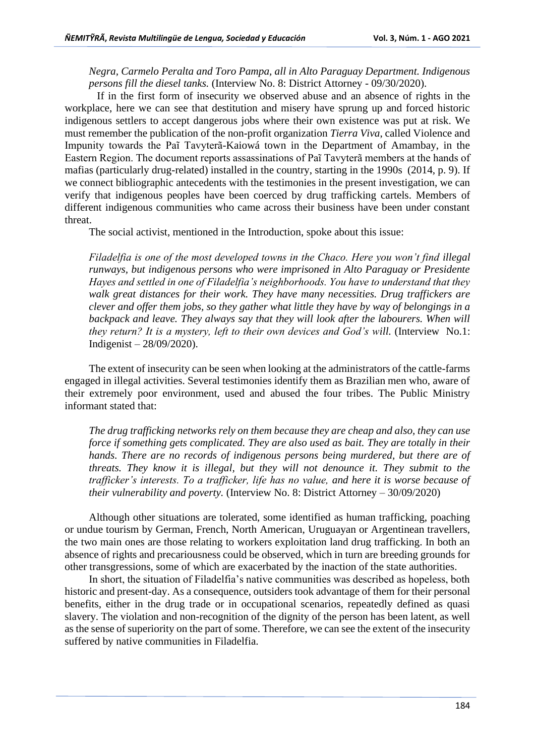*Negra, Carmelo Peralta and Toro Pampa, all in Alto Paraguay Department. Indigenous persons fill the diesel tanks.* (Interview No. 8: District Attorney - 09/30/2020).

If in the first form of insecurity we observed abuse and an absence of rights in the workplace, here we can see that destitution and misery have sprung up and forced historic indigenous settlers to accept dangerous jobs where their own existence was put at risk. We must remember the publication of the non-profit organization *Tierra Viva*, called Violence and Impunity towards the Paĩ Tavyterã-Kaiowá town in the Department of Amambay, in the Eastern Region. The document reports assassinations of Paĩ Tavyterã members at the hands of mafias (particularly drug-related) installed in the country, starting in the 1990s (2014, p. 9). If we connect bibliographic antecedents with the testimonies in the present investigation, we can verify that indigenous peoples have been coerced by drug trafficking cartels. Members of different indigenous communities who came across their business have been under constant threat.

The social activist, mentioned in the Introduction, spoke about this issue:

*Filadelfia is one of the most developed towns in the Chaco. Here you won't find illegal runways, but indigenous persons who were imprisoned in Alto Paraguay or Presidente Hayes and settled in one of Filadelfia's neighborhoods. You have to understand that they walk great distances for their work. They have many necessities. Drug traffickers are clever and offer them jobs, so they gather what little they have by way of belongings in a backpack and leave. They always say that they will look after the labourers. When will they return? It is a mystery, left to their own devices and God's will.* (Interview No.1: Indigenist – 28/09/2020).

The extent of insecurity can be seen when looking at the administrators of the cattle-farms engaged in illegal activities. Several testimonies identify them as Brazilian men who, aware of their extremely poor environment, used and abused the four tribes. The Public Ministry informant stated that:

*The drug trafficking networks rely on them because they are cheap and also, they can use force if something gets complicated. They are also used as bait. They are totally in their hands. There are no records of indigenous persons being murdered, but there are of threats. They know it is illegal, but they will not denounce it. They submit to the trafficker's interests. To a trafficker, life has no value, and here it is worse because of their vulnerability and poverty.* (Interview No. 8: District Attorney – 30/09/2020)

Although other situations are tolerated, some identified as human trafficking, poaching or undue tourism by German, French, North American, Uruguayan or Argentinean travellers, the two main ones are those relating to workers exploitation land drug trafficking. In both an absence of rights and precariousness could be observed, which in turn are breeding grounds for other transgressions, some of which are exacerbated by the inaction of the state authorities.

In short, the situation of Filadelfia's native communities was described as hopeless, both historic and present-day. As a consequence, outsiders took advantage of them for their personal benefits, either in the drug trade or in occupational scenarios, repeatedly defined as quasi slavery. The violation and non-recognition of the dignity of the person has been latent, as well as the sense of superiority on the part of some. Therefore, we can see the extent of the insecurity suffered by native communities in Filadelfia.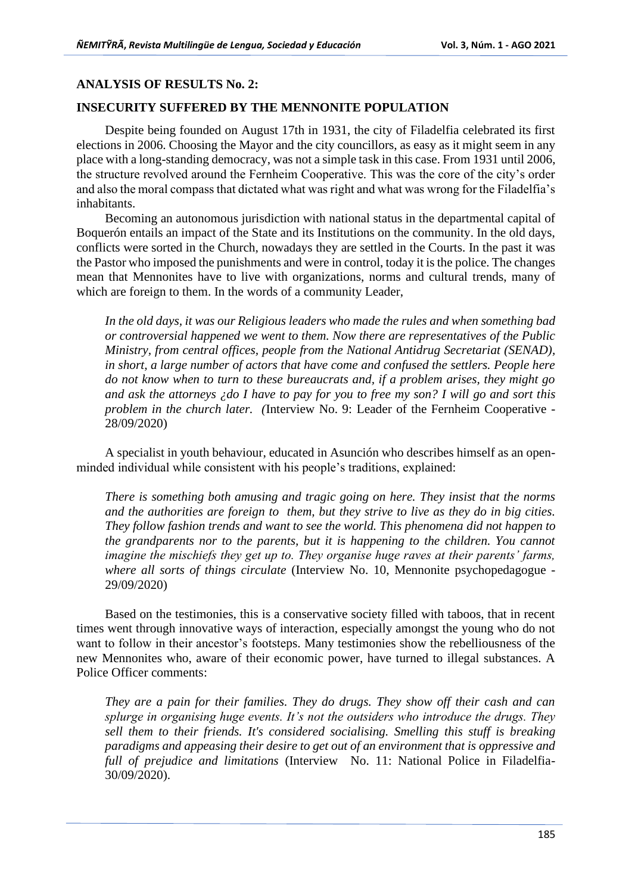**ANALYSIS OF RESULTS No. 2:**

**INSECURITY SUFFERED BY THE MENNONITE POPULATION**

Despite being founded on August 17th in 1931, the city of Filadelfia celebrated its first elections in 2006. Choosing the Mayor and the city councillors, as easy as it might seem in any place with a long-standing democracy, was not a simple task in this case. From 1931 until 2006, the structure revolved around the Fernheim Cooperative. This was the core of the city's order and also the moral compass that dictated what was right and what was wrong for the Filadelfia's inhabitants.

Becoming an autonomous jurisdiction with national status in the departmental capital of Boquerón entails an impact of the State and its Institutions on the community. In the old days, conflicts were sorted in the Church, nowadays they are settled in the Courts. In the past it was the Pastor who imposed the punishments and were in control, today it is the police. The changes mean that Mennonites have to live with organizations, norms and cultural trends, many of which are foreign to them. In the words of a community Leader,

> *In the old days, it was our Religious leaders who made the rules and when something bad or controversial happened we went to them. Now there are representatives of the Public Ministry, from central offices, people from the National Antidrug Secretariat (SENAD), in short, a large number of actors that have come and confused the settlers. People here do not know when to turn to these bureaucrats and, if a problem arises, they might go and ask the attorneys ¿do I have to pay for you to free my son? I will go and sort this problem in the church later. (*Interview No. 9: Leader of the Fernheim Cooperative - 28/09/2020)

A specialist in youth behaviour, educated in Asunción who describes himself as an open-minded individual while consistent with his people's traditions, explained:

> *There is something both amusing and tragic going on here. They insist that the norms and the authorities are foreign to them, but they strive to live as they do in big cities. They follow fashion trends and want to see the world. This phenomena did not happen to the grandparents nor to the parents, but it is happening to the children. You cannot imagine the mischiefs they get up to. They organise huge raves at their parents' farms, where all sorts of things circulate* (Interview No. 10, Mennonite psychopedagogue - 29/09/2020)

Based on the testimonies, this is a conservative society filled with taboos, that in recent times went through innovative ways of interaction, especially amongst the young who do not want to follow in their ancestor's footsteps. Many testimonies show the rebelliousness of the new Mennonites who, aware of their economic power, have turned to illegal substances. A Police Officer comments:

> *They are a pain for their families. They do drugs. They show off their cash and can splurge in organising huge events. It's not the outsiders who introduce the drugs. They sell them to their friends. It's considered socialising. Smelling this stuff is breaking paradigms and appeasing their desire to get out of an environment that is oppressive and full of prejudice and limitations* (Interview No. 11: National Police in Filadelfia- 30/09/2020).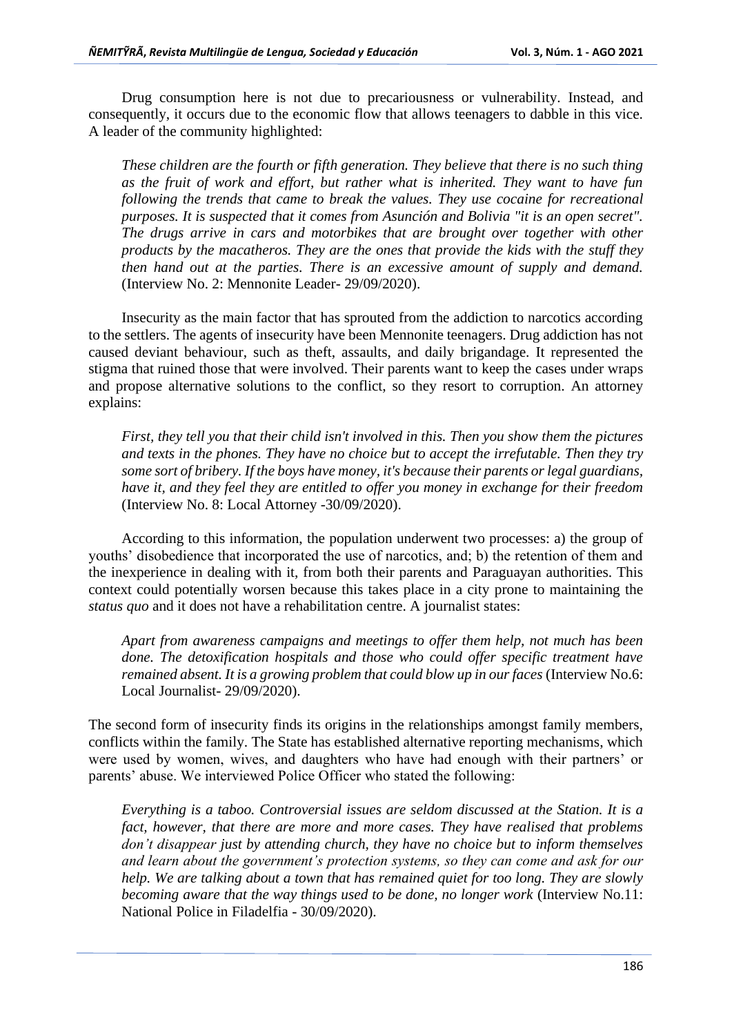Drug consumption here is not due to precariousness or vulnerability. Instead, and consequently, it occurs due to the economic flow that allows teenagers to dabble in this vice. A leader of the community highlighted:

> *These children are the fourth or fifth generation. They believe that there is no such thing as the fruit of work and effort, but rather what is inherited. They want to have fun following the trends that came to break the values. They use cocaine for recreational purposes. It is suspected that it comes from Asunción and Bolivia "it is an open secret". The drugs arrive in cars and motorbikes that are brought over together with other products by the macatheros. They are the ones that provide the kids with the stuff they then hand out at the parties. There is an excessive amount of supply and demand.* (Interview No. 2: Mennonite Leader- 29/09/2020).

Insecurity as the main factor that has sprouted from the addiction to narcotics according to the settlers. The agents of insecurity have been Mennonite teenagers. Drug addiction has not caused deviant behaviour, such as theft, assaults, and daily brigandage. It represented the stigma that ruined those that were involved. Their parents want to keep the cases under wraps and propose alternative solutions to the conflict, so they resort to corruption. An attorney explains:

> *First, they tell you that their child isn't involved in this. Then you show them the pictures and texts in the phones. They have no choice but to accept the irrefutable. Then they try some sort of bribery. If the boys have money, it's because their parents or legal guardians, have it, and they feel they are entitled to offer you money in exchange for their freedom* (Interview No. 8: Local Attorney -30/09/2020).

According to this information, the population underwent two processes: a) the group of youths' disobedience that incorporated the use of narcotics, and; b) the retention of them and the inexperience in dealing with it, from both their parents and Paraguayan authorities. This context could potentially worsen because this takes place in a city prone to maintaining the *status quo* and it does not have a rehabilitation centre. A journalist states:

> *Apart from awareness campaigns and meetings to offer them help, not much has been done. The detoxification hospitals and those who could offer specific treatment have remained absent. It is a growing problem that could blow up in our faces* (Interview No.6: Local Journalist- 29/09/2020).

The second form of insecurity finds its origins in the relationships amongst family members, conflicts within the family. The State has established alternative reporting mechanisms, which were used by women, wives, and daughters who have had enough with their partners' or parents' abuse. We interviewed Police Officer who stated the following:

> *Everything is a taboo. Controversial issues are seldom discussed at the Station. It is a fact, however, that there are more and more cases. They have realised that problems don't disappear just by attending church, they have no choice but to inform themselves and learn about the government's protection systems, so they can come and ask for our help. We are talking about a town that has remained quiet for too long. They are slowly becoming aware that the way things used to be done, no longer work* (Interview No.11: National Police in Filadelfia - 30/09/2020).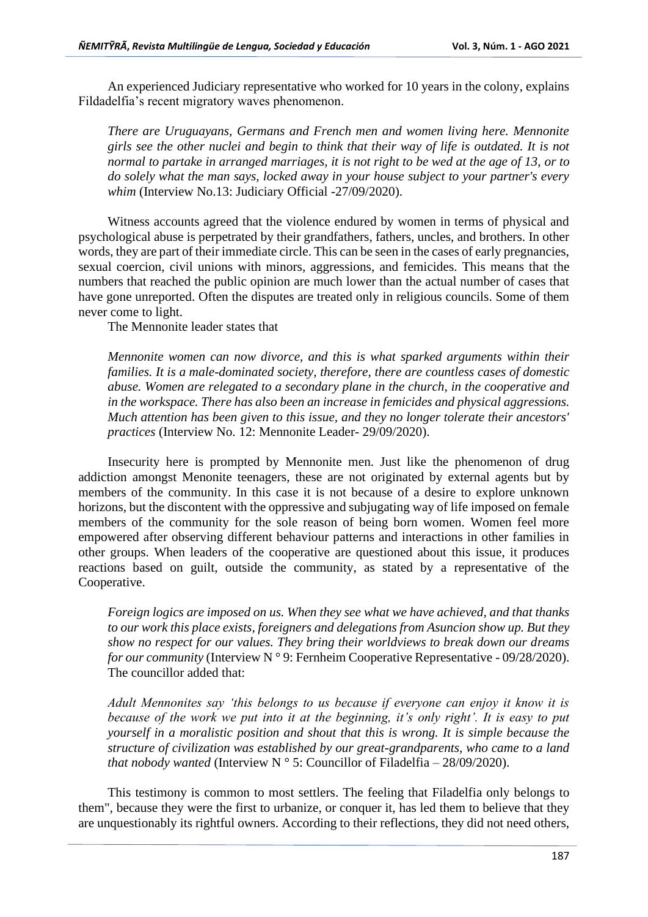An experienced Judiciary representative who worked for 10 years in the colony, explains Fildadelfia's recent migratory waves phenomenon.

> *There are Uruguayans, Germans and French men and women living here. Mennonite girls see the other nuclei and begin to think that their way of life is outdated. It is not normal to partake in arranged marriages, it is not right to be wed at the age of 13, or to do solely what the man says, locked away in your house subject to your partner's every whim* (Interview No.13: Judiciary Official -27/09/2020).

Witness accounts agreed that the violence endured by women in terms of physical and psychological abuse is perpetrated by their grandfathers, fathers, uncles, and brothers. In other words, they are part of their immediate circle. This can be seen in the cases of early pregnancies, sexual coercion, civil unions with minors, aggressions, and femicides. This means that the numbers that reached the public opinion are much lower than the actual number of cases that have gone unreported. Often the disputes are treated only in religious councils. Some of them never come to light.

The Mennonite leader states that

> *Mennonite women can now divorce, and this is what sparked arguments within their families. It is a male-dominated society, therefore, there are countless cases of domestic abuse. Women are relegated to a secondary plane in the church, in the cooperative and in the workspace. There has also been an increase in femicides and physical aggressions. Much attention has been given to this issue, and they no longer tolerate their ancestors' practices* (Interview No. 12: Mennonite Leader- 29/09/2020).

Insecurity here is prompted by Mennonite men. Just like the phenomenon of drug addiction amongst Menonite teenagers, these are not originated by external agents but by members of the community. In this case it is not because of a desire to explore unknown horizons, but the discontent with the oppressive and subjugating way of life imposed on female members of the community for the sole reason of being born women. Women feel more empowered after observing different behaviour patterns and interactions in other families in other groups. When leaders of the cooperative are questioned about this issue, it produces reactions based on guilt, outside the community, as stated by a representative of the Cooperative.

> *Foreign logics are imposed on us. When they see what we have achieved, and that thanks to our work this place exists, foreigners and delegations from Asuncion show up. But they show no respect for our values. They bring their worldviews to break down our dreams for our community* (Interview N ° 9: Fernheim Cooperative Representative - 09/28/2020).

The councillor added that:

> *Adult Mennonites say 'this belongs to us because if everyone can enjoy it know it is because of the work we put into it at the beginning, it's only right'. It is easy to put yourself in a moralistic position and shout that this is wrong. It is simple because the structure of civilization was established by our great-grandparents, who came to a land that nobody wanted* (Interview N ° 5: Councillor of Filadelfia – 28/09/2020).

This testimony is common to most settlers. The feeling that Filadelfia only belongs to them", because they were the first to urbanize, or conquer it, has led them to believe that they are unquestionably its rightful owners. According to their reflections, they did not need others,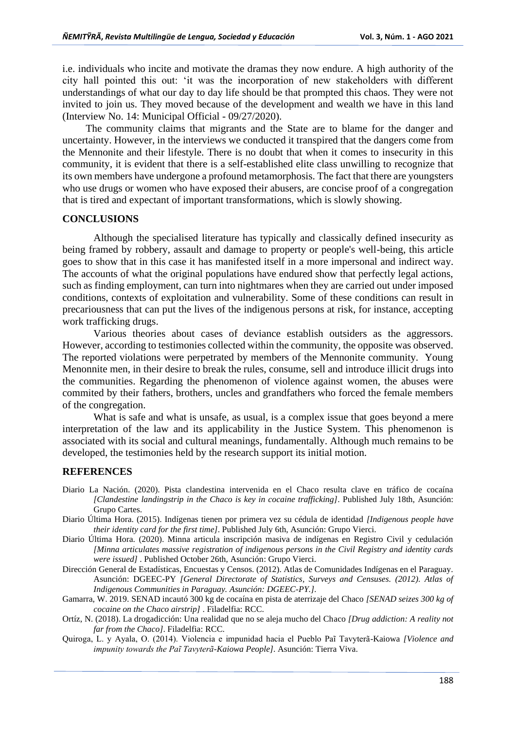i.e. individuals who incite and motivate the dramas they now endure. A high authority of the city hall pointed this out: 'it was the incorporation of new stakeholders with different understandings of what our day to day life should be that prompted this chaos. They were not invited to join us. They moved because of the development and wealth we have in this land (Interview No. 14: Municipal Official - 09/27/2020).

The community claims that migrants and the State are to blame for the danger and uncertainty. However, in the interviews we conducted it transpired that the dangers come from the Mennonite and their lifestyle. There is no doubt that when it comes to insecurity in this community, it is evident that there is a self-established elite class unwilling to recognize that its own members have undergone a profound metamorphosis. The fact that there are youngsters who use drugs or women who have exposed their abusers, are concise proof of a congregation that is tired and expectant of important transformations, which is slowly showing.

## CONCLUSIONS

Although the specialised literature has typically and classically defined insecurity as being framed by robbery, assault and damage to property or people's well-being, this article goes to show that in this case it has manifested itself in a more impersonal and indirect way. The accounts of what the original populations have endured show that perfectly legal actions, such as finding employment, can turn into nightmares when they are carried out under imposed conditions, contexts of exploitation and vulnerability. Some of these conditions can result in precariousness that can put the lives of the indigenous persons at risk, for instance, accepting work trafficking drugs.

Various theories about cases of deviance establish outsiders as the aggressors. However, according to testimonies collected within the community, the opposite was observed. The reported violations were perpetrated by members of the Mennonite community. Young Menonnite men, in their desire to break the rules, consume, sell and introduce illicit drugs into the communities. Regarding the phenomenon of violence against women, the abuses were commited by their fathers, brothers, uncles and grandfathers who forced the female members of the congregation.

What is safe and what is unsafe, as usual, is a complex issue that goes beyond a mere interpretation of the law and its applicability in the Justice System. This phenomenon is associated with its social and cultural meanings, fundamentally. Although much remains to be developed, the testimonies held by the research support its initial motion.

## REFERENCES

Diario La Nación. (2020). Pista clandestina intervenida en el Chaco resulta clave en tráfico de cocaína *[Clandestine landingstrip in the Chaco is key in cocaine trafficking]*. Published July 18th, Asunción: Grupo Cartes.

Diario Última Hora. (2015). Indígenas tienen por primera vez su cédula de identidad *[Indigenous people have their identity card for the first time]*. Published July 6th, Asunción: Grupo Vierci.

Diario Última Hora. (2020). Minna articula inscripción masiva de indígenas en Registro Civil y cedulación *[Minna articulates massive registration of indigenous persons in the Civil Registry and identity cards were issued]* . Published October 26th, Asunción: Grupo Vierci.

Dirección General de Estadísticas, Encuestas y Censos. (2012). Atlas de Comunidades Indígenas en el Paraguay. Asunción: DGEEC-PY *[General Directorate of Statistics, Surveys and Censuses. (2012). Atlas of Indigenous Communities in Paraguay. Asunción: DGEEC-PY.]*.

Gamarra, W. 2019. SENAD incautó 300 kg de cocaína en pista de aterrizaje del Chaco *[SENAD seizes 300 kg of cocaine on the Chaco airstrip]* . Filadelfia: RCC.

Ortíz, N. (2018). La drogadicción: Una realidad que no se aleja mucho del Chaco *[Drug addiction: A reality not far from the Chaco]*. Filadelfia: RCC.

Quiroga, L. y Ayala, O. (2014). Violencia e impunidad hacia el Pueblo Paĩ Tavyterã-Kaiowa *[Violence and impunity towards the Paĩ Tavyterã-Kaiowa People]*. Asunción: Tierra Viva.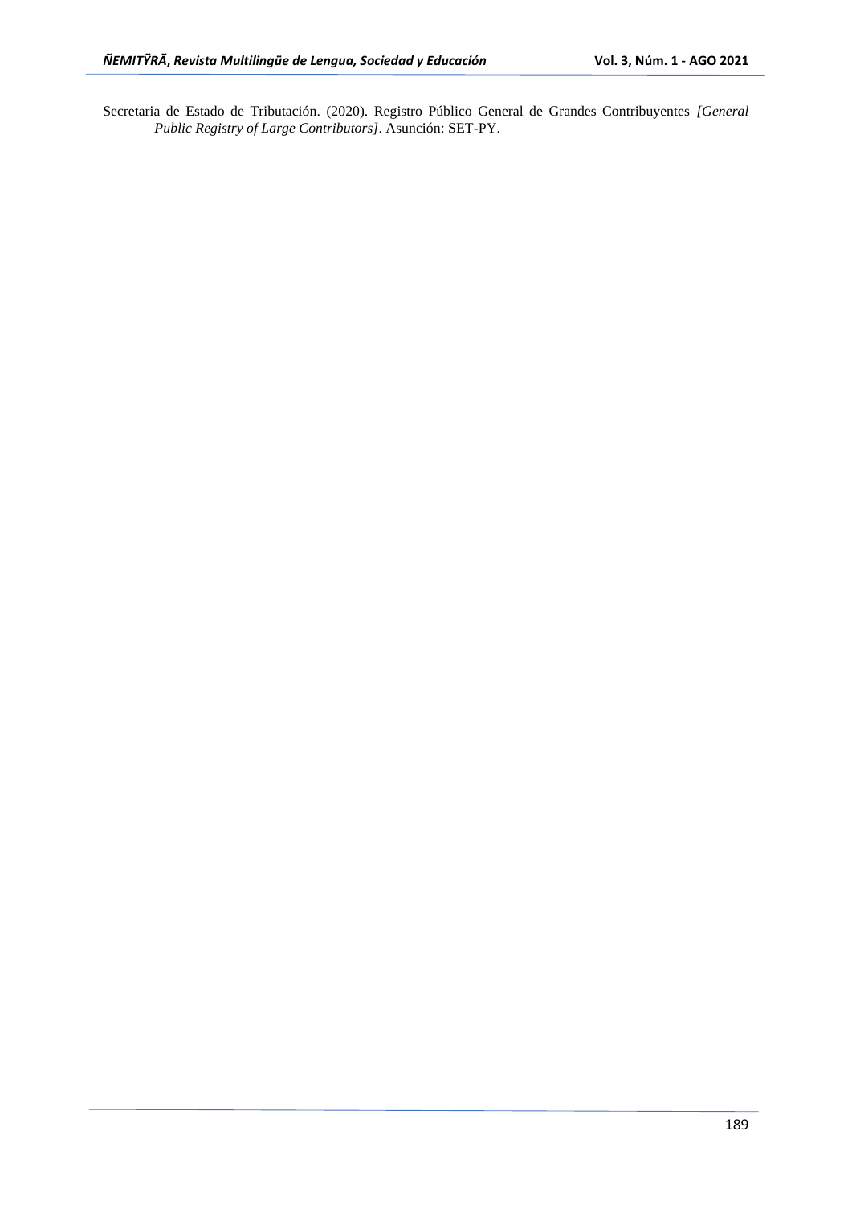Secretaria de Estado de Tributación. (2020). Registro Público General de Grandes Contribuyentes *[General Public Registry of Large Contributors]*. Asunción: SET-PY.